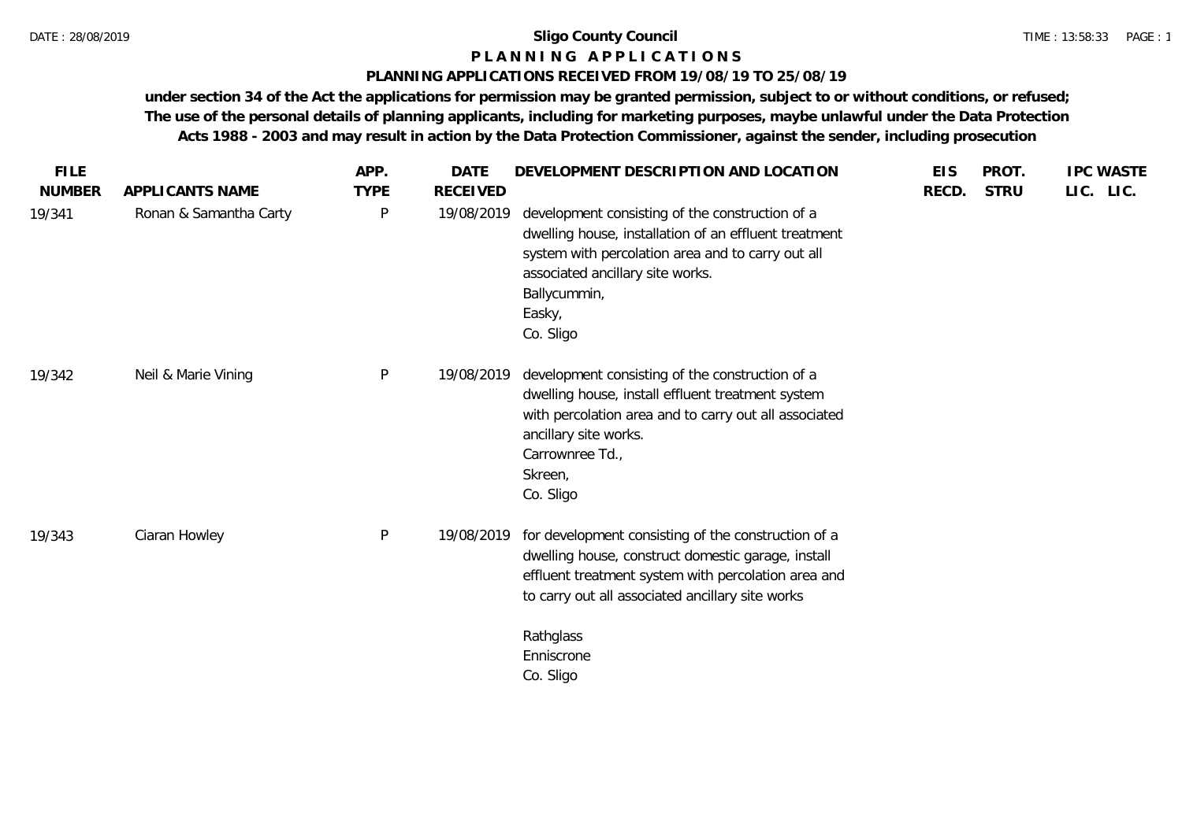**Sligo County Council**

# PLANNING APPLICATIONS

## PLANNING APPLICATIONS RECEIVED FROM 19/08/19 TO 25/08/19

**under section 34 of the Act the applications for permission may be granted permission, subject to or without conditions, or refused; The use of the personal details of planning applicants, including for marketing purposes, maybe unlawful under the Data Protection Acts 1988 - 2003 and may result in action by the Data Protection Commissioner, against the sender, including prosecution**

| FILE NUMBER | APPLICANTS NAME | APP. TYPE | DATE RECEIVED | DEVELOPMENT DESCRIPTION AND LOCATION | EIS RECD. | PROT. STRU | IPC LIC. | WASTE LIC. |
|---|---|---|---|---|---|---|---|---|
| 19/341 | Ronan & Samantha Carty | P | 19/08/2019 | development consisting of the construction of a dwelling house, installation of an effluent treatment system with percolation area and to carry out all associated ancillary site works.<br>Ballycummin,<br>Easky,<br>Co. Sligo | | | | |
| 19/342 | Neil & Marie Vining | P | 19/08/2019 | development consisting of the construction of a dwelling house, install effluent treatment system with percolation area and to carry out all associated ancillary site works.<br>Carrownree Td.,<br>Skreen,<br>Co. Sligo | | | | |
| 19/343 | Ciaran Howley | P | 19/08/2019 | for development consisting of the construction of a dwelling house, construct domestic garage, install effluent treatment system with percolation area and to carry out all associated ancillary site works<br><br>Rathglass<br>Enniscrone<br>Co. Sligo | | | | |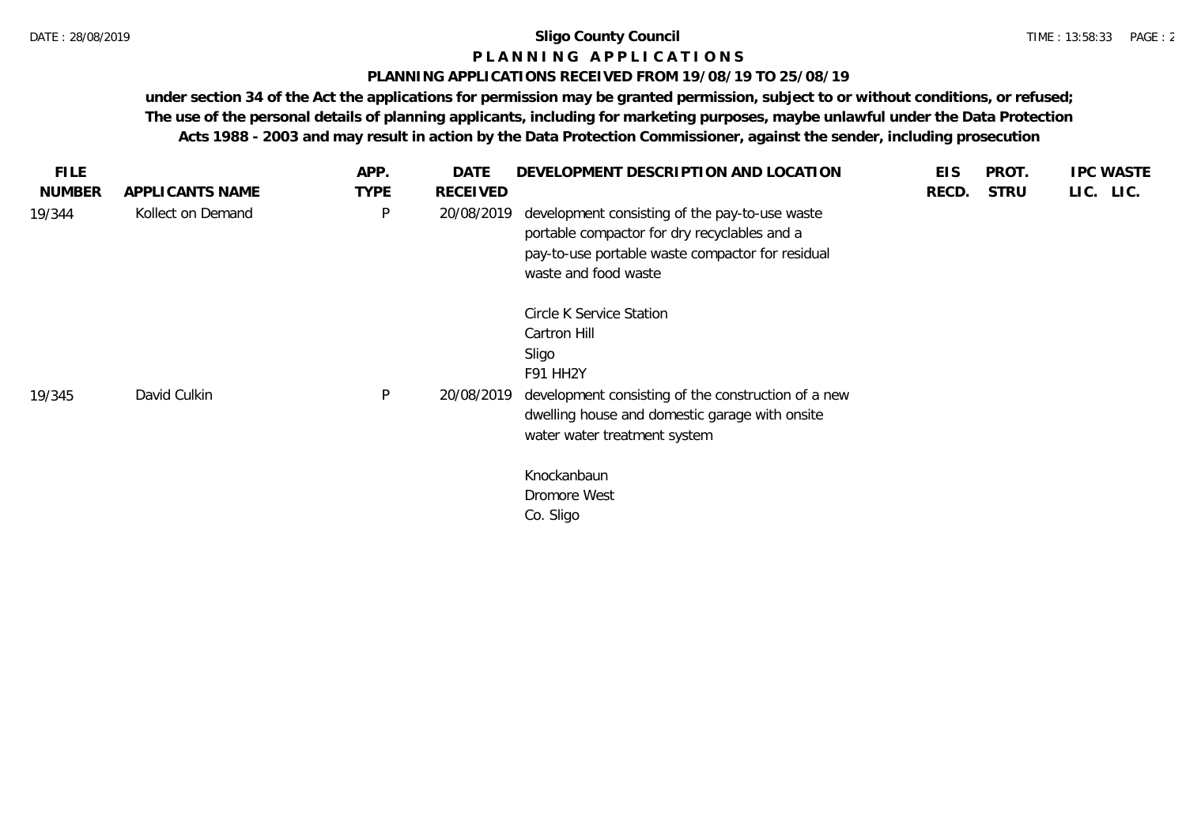**Sligo County Council**

**P L A N N I N G   A P P L I C A T I O N S**

**PLANNING APPLICATIONS RECEIVED FROM 19/08/19 TO 25/08/19**

**under section 34 of the Act the applications for permission may be granted permission, subject to or without conditions, or refused; The use of the personal details of planning applicants, including for marketing purposes, maybe unlawful under the Data Protection Acts 1988 - 2003 and may result in action by the Data Protection Commissioner, against the sender, including prosecution**

| FILE NUMBER | APPLICANTS NAME | APP. TYPE | DATE RECEIVED | DEVELOPMENT DESCRIPTION AND LOCATION | EIS RECD. | PROT. STRU | IPC LIC. | WASTE LIC. |
|---|---|---|---|---|---|---|---|---|
| 19/344 | Kollect on Demand | P | 20/08/2019 | development consisting of the pay-to-use waste portable compactor for dry recyclables and a pay-to-use portable waste compactor for residual waste and food waste<br><br>Circle K Service Station<br>Cartron Hill<br>Sligo<br>F91 HH2Y | | | | |
| 19/345 | David Culkin | P | 20/08/2019 | development consisting of the construction of a new dwelling house and domestic garage with onsite water water treatment system<br><br>Knockanbaun<br>Dromore West<br>Co. Sligo | | | | |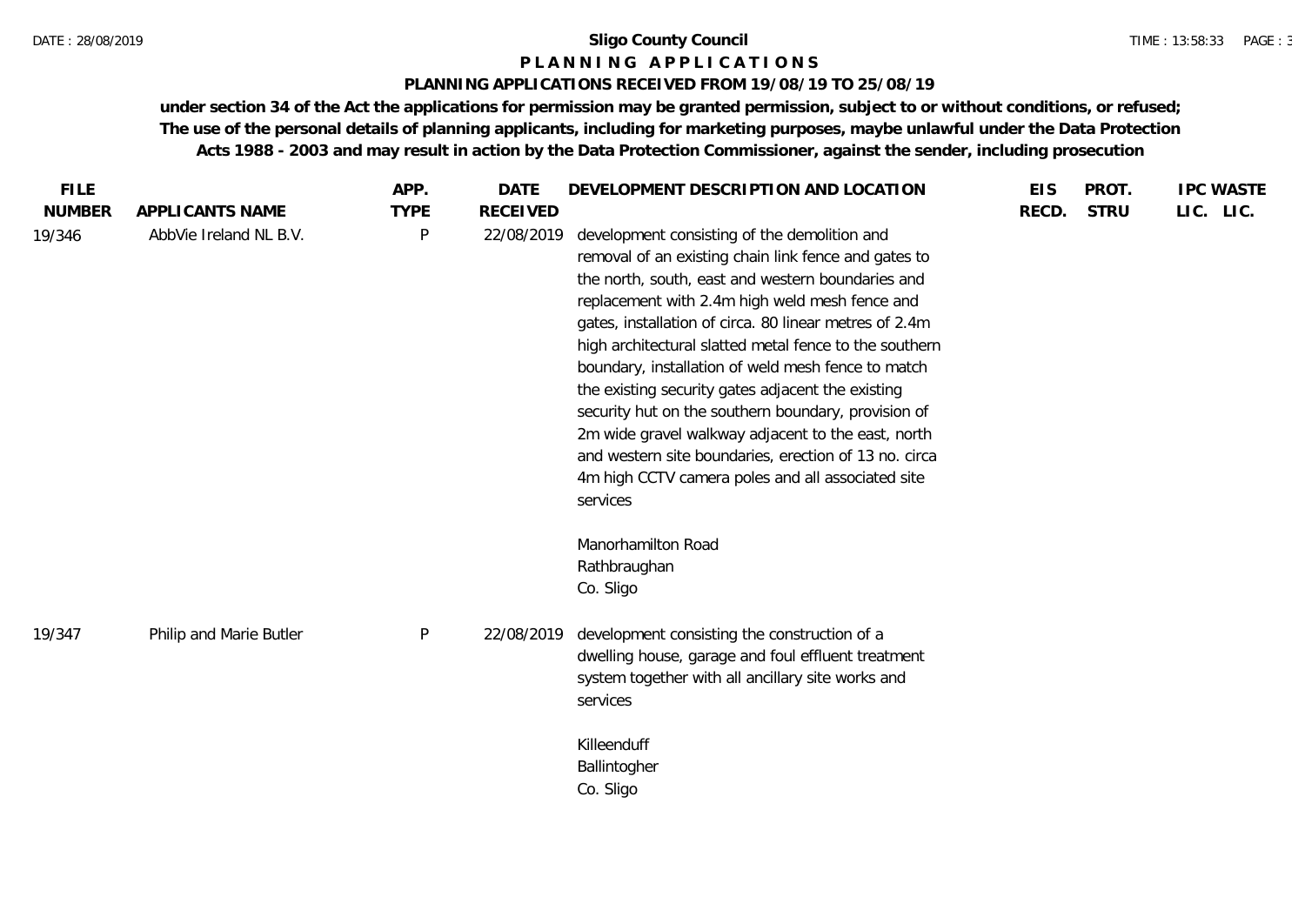**Sligo County Council**

**P L A N N I N G   A P P L I C A T I O N S**

**PLANNING APPLICATIONS RECEIVED FROM 19/08/19 TO 25/08/19**

**under section 34 of the Act the applications for permission may be granted permission, subject to or without conditions, or refused; The use of the personal details of planning applicants, including for marketing purposes, maybe unlawful under the Data Protection Acts 1988 - 2003 and may result in action by the Data Protection Commissioner, against the sender, including prosecution**

| FILE NUMBER | APPLICANTS NAME | APP. TYPE | DATE RECEIVED | DEVELOPMENT DESCRIPTION AND LOCATION | EIS RECD. | PROT. STRU | IPC LIC. | WASTE LIC. |
|---|---|---|---|---|---|---|---|---|
| 19/346 | AbbVie Ireland NL B.V. | P | 22/08/2019 | development consisting of the demolition and removal of an existing chain link fence and gates to the north, south, east and western boundaries and replacement with 2.4m high weld mesh fence and gates, installation of circa. 80 linear metres of 2.4m high architectural slatted metal fence to the southern boundary, installation of weld mesh fence to match the existing security gates adjacent the existing security hut on the southern boundary, provision of 2m wide gravel walkway adjacent to the east, north and western site boundaries, erection of 13 no. circa 4m high CCTV camera poles and all associated site services<br><br>Manorhamilton Road<br>Rathbraughan<br>Co. Sligo | | | | |
| 19/347 | Philip and Marie Butler | P | 22/08/2019 | development consisting the construction of a dwelling house, garage and foul effluent treatment system together with all ancillary site works and services<br><br>Killeenduff<br>Ballintogher<br>Co. Sligo | | | | |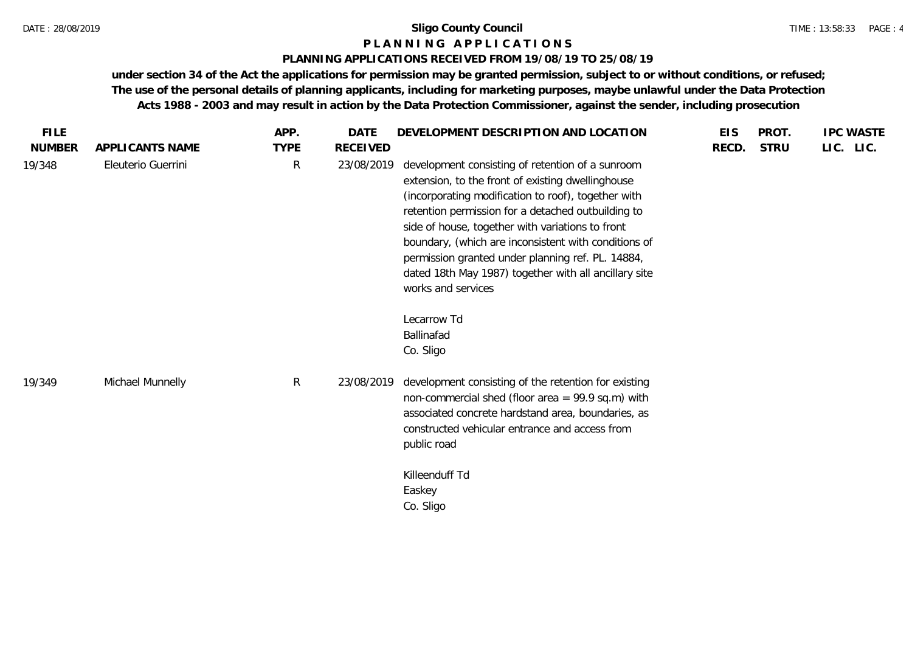**Sligo County Council**

**P L A N N I N G   A P P L I C A T I O N S**

**PLANNING APPLICATIONS RECEIVED FROM 19/08/19 TO 25/08/19**

**under section 34 of the Act the applications for permission may be granted permission, subject to or without conditions, or refused; The use of the personal details of planning applicants, including for marketing purposes, maybe unlawful under the Data Protection Acts 1988 - 2003 and may result in action by the Data Protection Commissioner, against the sender, including prosecution**

| FILE NUMBER | APPLICANTS NAME | APP. TYPE | DATE RECEIVED | DEVELOPMENT DESCRIPTION AND LOCATION | EIS RECD. | PROT. STRU | IPC LIC. | WASTE LIC. |
|---|---|---|---|---|---|---|---|---|
| 19/348 | Eleuterio Guerrini | R | 23/08/2019 | development consisting of retention of a sunroom extension, to the front of existing dwellinghouse (incorporating modification to roof), together with retention permission for a detached outbuilding to side of house, together with variations to front boundary, (which are inconsistent with conditions of permission granted under planning ref. PL. 14884, dated 18th May 1987) together with all ancillary site works and services<br><br>Lecarrow Td<br>Ballinafad<br>Co. Sligo | | | | |
| 19/349 | Michael Munnelly | R | 23/08/2019 | development consisting of the retention for existing non-commercial shed (floor area = 99.9 sq.m) with associated concrete hardstand area, boundaries, as constructed vehicular entrance and access from public road<br><br>Killeenduff Td<br>Easkey<br>Co. Sligo | | | | |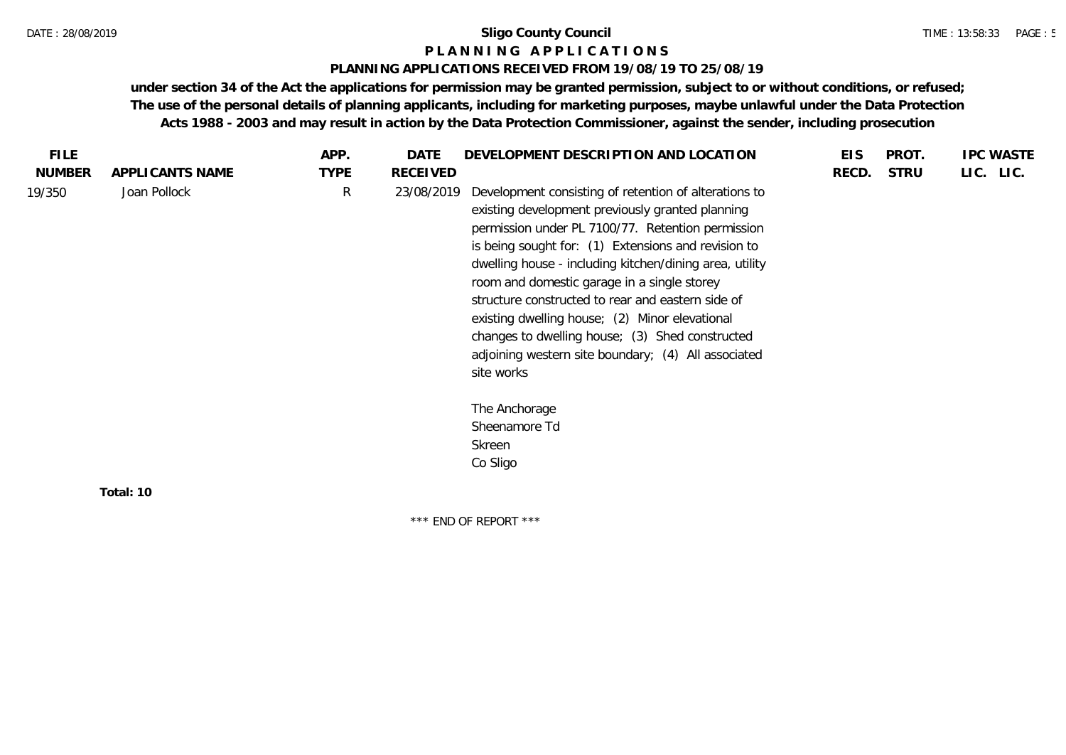# Sligo County Council

## P L A N N I N G   A P P L I C A T I O N S

### PLANNING APPLICATIONS RECEIVED FROM 19/08/19 TO 25/08/19

**under section 34 of the Act the applications for permission may be granted permission, subject to or without conditions, or refused; The use of the personal details of planning applicants, including for marketing purposes, maybe unlawful under the Data Protection Acts 1988 - 2003 and may result in action by the Data Protection Commissioner, against the sender, including prosecution**

| FILE NUMBER | APPLICANTS NAME | APP. TYPE | DATE RECEIVED | DEVELOPMENT DESCRIPTION AND LOCATION | EIS RECD. | PROT. STRU | IPC LIC. | WASTE LIC. |
|---|---|---|---|---|---|---|---|---|
| 19/350 | Joan Pollock | R | 23/08/2019 | Development consisting of retention of alterations to existing development previously granted planning permission under PL 7100/77. Retention permission is being sought for: (1) Extensions and revision to dwelling house - including kitchen/dining area, utility room and domestic garage in a single storey structure constructed to rear and eastern side of existing dwelling house; (2) Minor elevational changes to dwelling house; (3) Shed constructed adjoining western site boundary; (4) All associated site works<br><br>The Anchorage<br>Sheenamore Td<br>Skreen<br>Co Sligo | | | | |

**Total: 10**

\*\*\* END OF REPORT \*\*\*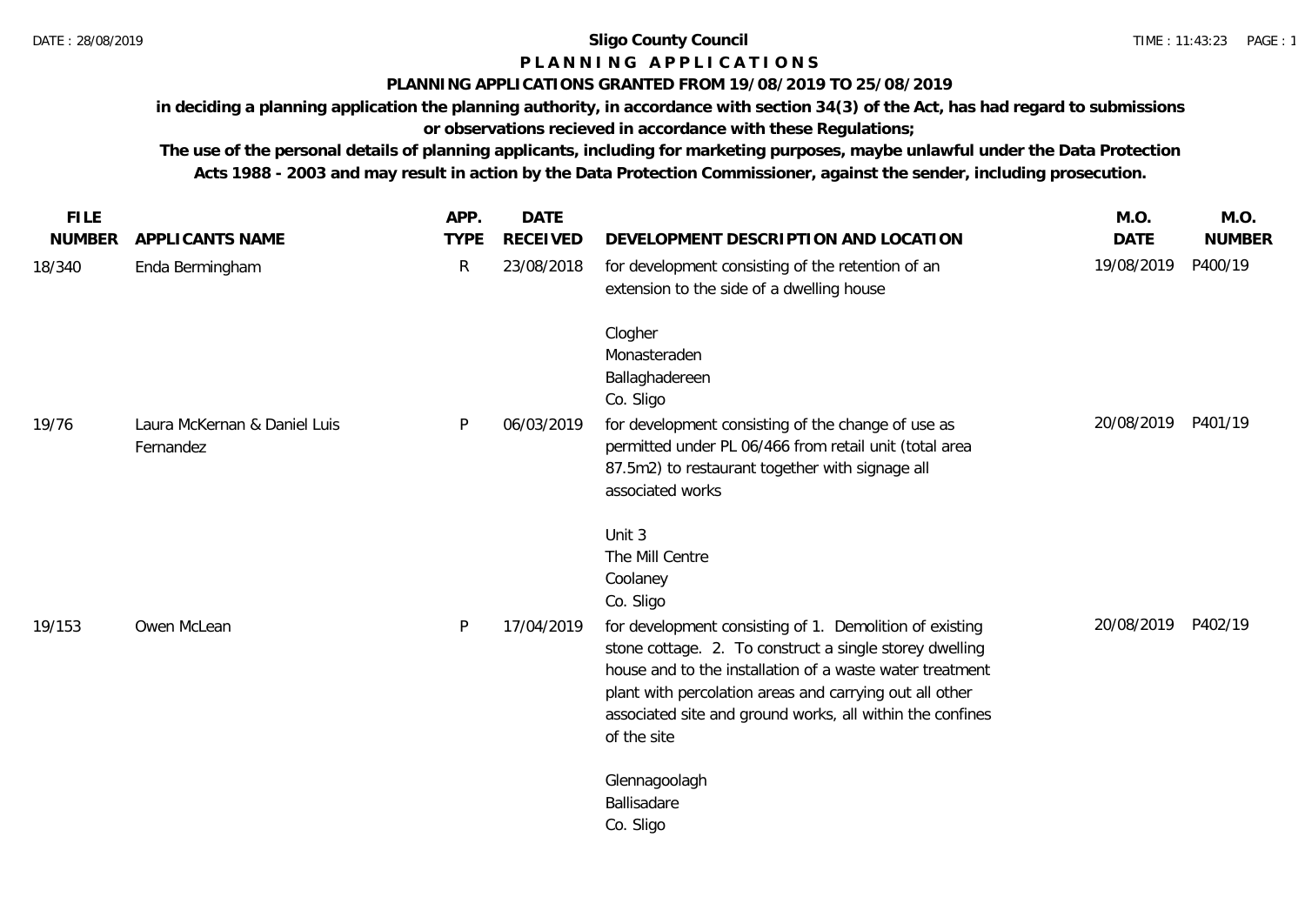**Sligo County Council**

**P L A N N I N G A P P L I C A T I O N S**

**PLANNING APPLICATIONS GRANTED FROM 19/08/2019 TO 25/08/2019**

**in deciding a planning application the planning authority, in accordance with section 34(3) of the Act, has had regard to submissions or observations recieved in accordance with these Regulations;**

**The use of the personal details of planning applicants, including for marketing purposes, maybe unlawful under the Data Protection Acts 1988 - 2003 and may result in action by the Data Protection Commissioner, against the sender, including prosecution.**

| FILE NUMBER | APPLICANTS NAME | APP. TYPE | DATE RECEIVED | DEVELOPMENT DESCRIPTION AND LOCATION | M.O. DATE | M.O. NUMBER |
|---|---|---|---|---|---|---|
| 18/340 | Enda Bermingham | R | 23/08/2018 | for development consisting of the retention of an extension to the side of a dwelling house<br><br>Clogher<br>Monasteraden<br>Ballaghadereen<br>Co. Sligo | 19/08/2019 | P400/19 |
| 19/76 | Laura McKernan & Daniel Luis Fernandez | P | 06/03/2019 | for development consisting of the change of use as permitted under PL 06/466 from retail unit (total area 87.5m2) to restaurant together with signage all associated works<br><br>Unit 3<br>The Mill Centre<br>Coolaney<br>Co. Sligo | 20/08/2019 | P401/19 |
| 19/153 | Owen McLean | P | 17/04/2019 | for development consisting of 1. Demolition of existing stone cottage. 2. To construct a single storey dwelling house and to the installation of a waste water treatment plant with percolation areas and carrying out all other associated site and ground works, all within the confines of the site<br><br>Glennagoolagh<br>Ballisadare<br>Co. Sligo | 20/08/2019 | P402/19 |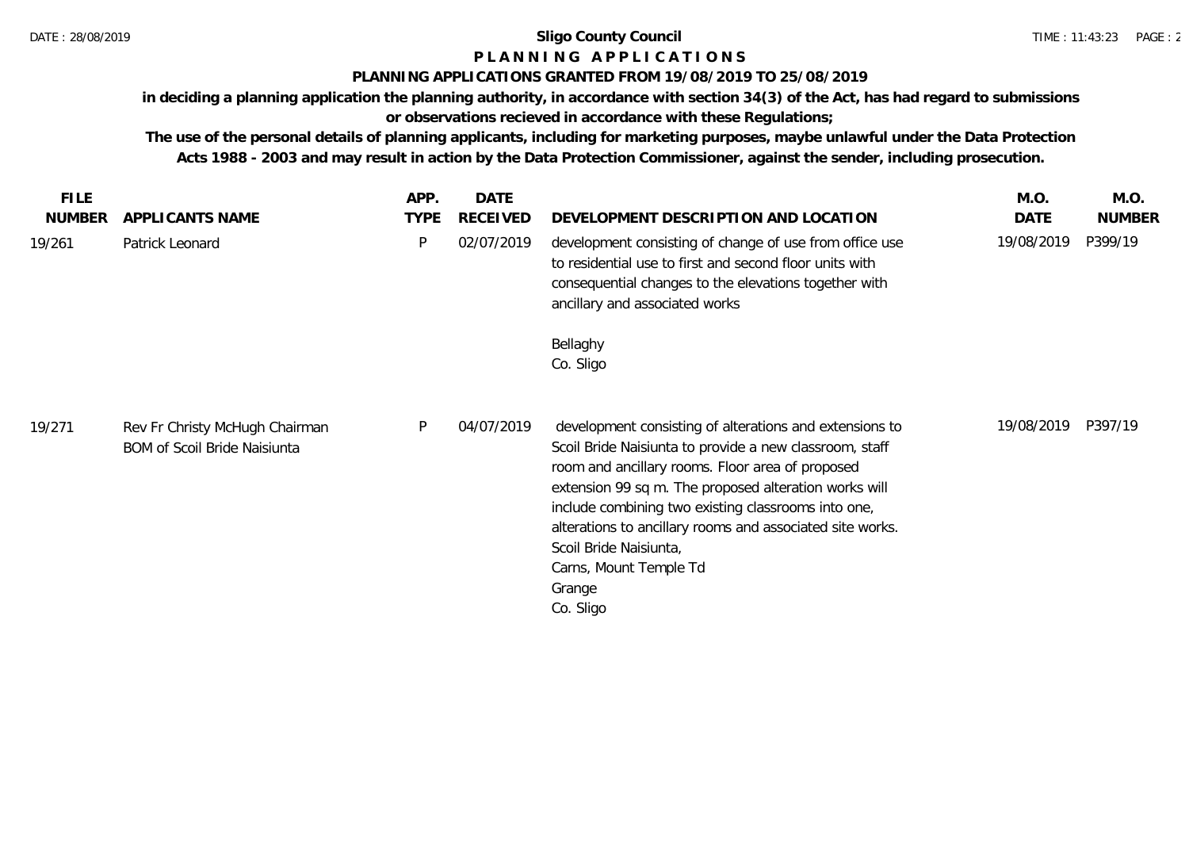**Sligo County Council**

**P L A N N I N G   A P P L I C A T I O N S**

**PLANNING APPLICATIONS GRANTED FROM 19/08/2019 TO 25/08/2019**

**in deciding a planning application the planning authority, in accordance with section 34(3) of the Act, has had regard to submissions or observations recieved in accordance with these Regulations;**

**The use of the personal details of planning applicants, including for marketing purposes, maybe unlawful under the Data Protection Acts 1988 - 2003 and may result in action by the Data Protection Commissioner, against the sender, including prosecution.**

| FILE NUMBER | APPLICANTS NAME | APP. TYPE | DATE RECEIVED | DEVELOPMENT DESCRIPTION AND LOCATION | M.O. DATE | M.O. NUMBER |
|---|---|---|---|---|---|---|
| 19/261 | Patrick Leonard | P | 02/07/2019 | development consisting of change of use from office use to residential use to first and second floor units with consequential changes to the elevations together with ancillary and associated works<br><br>Bellaghy<br>Co. Sligo | 19/08/2019 | P399/19 |
| 19/271 | Rev Fr Christy McHugh Chairman BOM of Scoil Bride Naisiunta | P | 04/07/2019 | development consisting of alterations and extensions to Scoil Bride Naisiunta to provide a new classroom, staff room and ancillary rooms. Floor area of proposed extension 99 sq m. The proposed alteration works will include combining two existing classrooms into one, alterations to ancillary rooms and associated site works.<br>Scoil Bride Naisiunta,<br>Carns, Mount Temple Td<br>Grange<br>Co. Sligo | 19/08/2019 | P397/19 |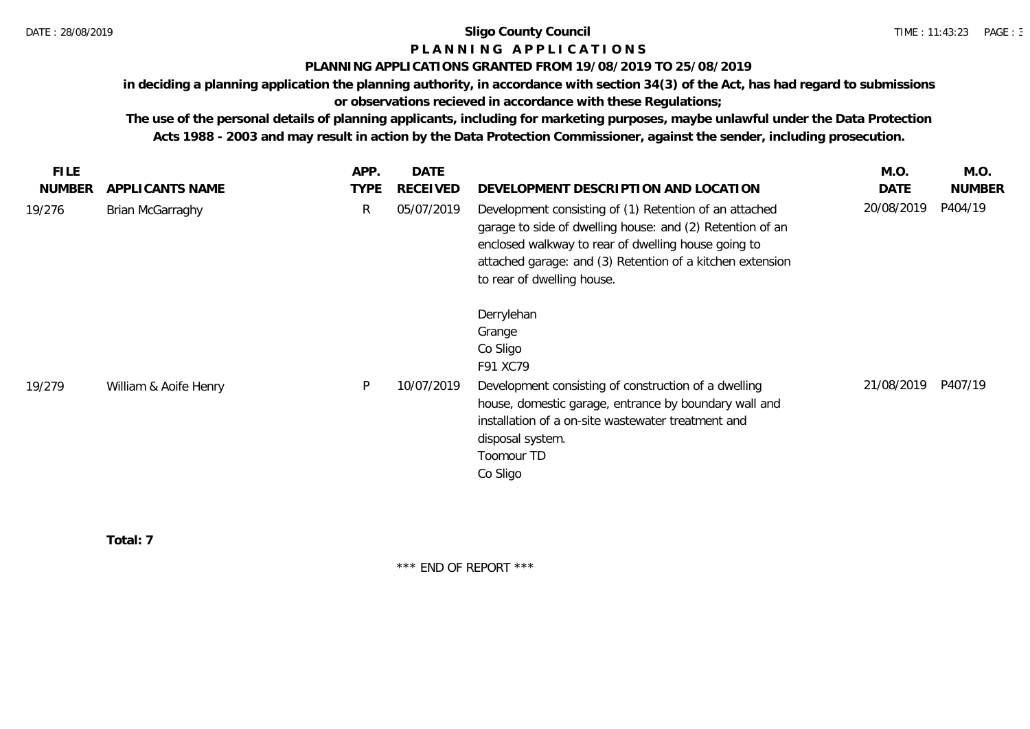**Sligo County Council**

**P L A N N I N G   A P P L I C A T I O N S**

**PLANNING APPLICATIONS GRANTED FROM 19/08/2019 TO 25/08/2019**

**in deciding a planning application the planning authority, in accordance with section 34(3) of the Act, has had regard to submissions or observations recieved in accordance with these Regulations;**

**The use of the personal details of planning applicants, including for marketing purposes, maybe unlawful under the Data Protection Acts 1988 - 2003 and may result in action by the Data Protection Commissioner, against the sender, including prosecution.**

| FILE NUMBER | APPLICANTS NAME | APP. TYPE | DATE RECEIVED | DEVELOPMENT DESCRIPTION AND LOCATION | M.O. DATE | M.O. NUMBER |
|---|---|---|---|---|---|---|
| 19/276 | Brian McGarraghy | R | 05/07/2019 | Development consisting of (1) Retention of an attached garage to side of dwelling house: and (2) Retention of an enclosed walkway to rear of dwelling house going to attached garage: and (3) Retention of a kitchen extension to rear of dwelling house.<br><br>Derrylehan<br>Grange<br>Co Sligo<br>F91 XC79 | 20/08/2019 | P404/19 |
| 19/279 | William & Aoife Henry | P | 10/07/2019 | Development consisting of construction of a dwelling house, domestic garage, entrance by boundary wall and installation of a on-site wastewater treatment and disposal system.<br>Toomour TD<br>Co Sligo | 21/08/2019 | P407/19 |

**Total: 7**

\*\*\* END OF REPORT \*\*\*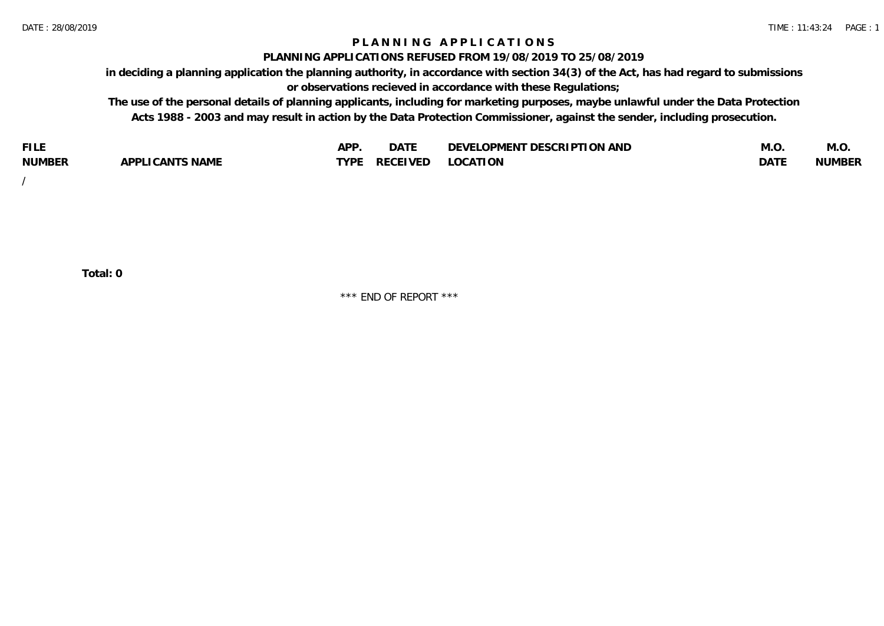# PLANNING APPLICATIONS

## PLANNING APPLICATIONS REFUSED FROM 19/08/2019 TO 25/08/2019

**in deciding a planning application the planning authority, in accordance with section 34(3) of the Act, has had regard to submissions or observations recieved in accordance with these Regulations;**

**The use of the personal details of planning applicants, including for marketing purposes, maybe unlawful under the Data Protection Acts 1988 - 2003 and may result in action by the Data Protection Commissioner, against the sender, including prosecution.**

| FILE NUMBER | APPLICANTS NAME | APP. TYPE | DATE RECEIVED | DEVELOPMENT DESCRIPTION AND LOCATION | M.O. DATE | M.O. NUMBER |
|---|---|---|---|---|---|---|
| / | | | | | | |

**Total: 0**

\*\*\* END OF REPORT \*\*\*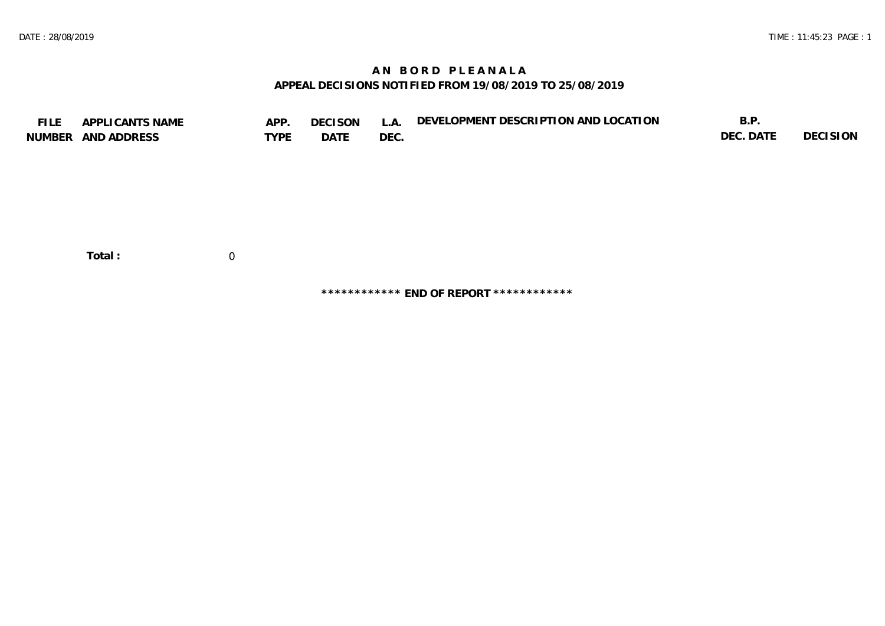# AN BORD PLEANALA

## APPEAL DECISIONS NOTIFIED FROM 19/08/2019 TO 25/08/2019

| FILE NUMBER | APPLICANTS NAME AND ADDRESS | APP. TYPE | DECISON DATE | L.A. DEC. | DEVELOPMENT DESCRIPTION AND LOCATION | B.P. DEC. DATE | DECISION |
|---|---|---|---|---|---|---|---|

**Total :** 0

************ **END OF REPORT** ************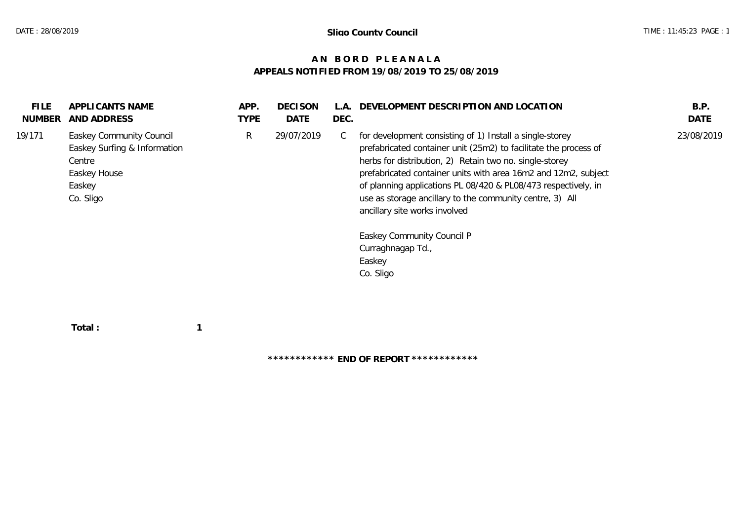**Sligo County Council**

# AN BORD PLEANALA
## APPEALS NOTIFIED FROM 19/08/2019 TO 25/08/2019

| FILE NUMBER | APPLICANTS NAME AND ADDRESS | APP. TYPE | DECISON DATE | L.A. DEC. | DEVELOPMENT DESCRIPTION AND LOCATION | B.P. DATE |
|---|---|---|---|---|---|---|
| 19/171 | Easkey Community Council<br>Easkey Surfing & Information Centre<br>Easkey House<br>Easkey<br>Co. Sligo | R | 29/07/2019 | C | for development consisting of 1) Install a single-storey prefabricated container unit (25m2) to facilitate the process of herbs for distribution, 2) Retain two no. single-storey prefabricated container units with area 16m2 and 12m2, subject of planning applications PL 08/420 & PL08/473 respectively, in use as storage ancillary to the community centre, 3) All ancillary site works involved<br><br>Easkey Community Council P<br>Curraghnagap Td.,<br>Easkey<br>Co. Sligo | 23/08/2019 |

**Total : 1**

************ **END OF REPORT** ************